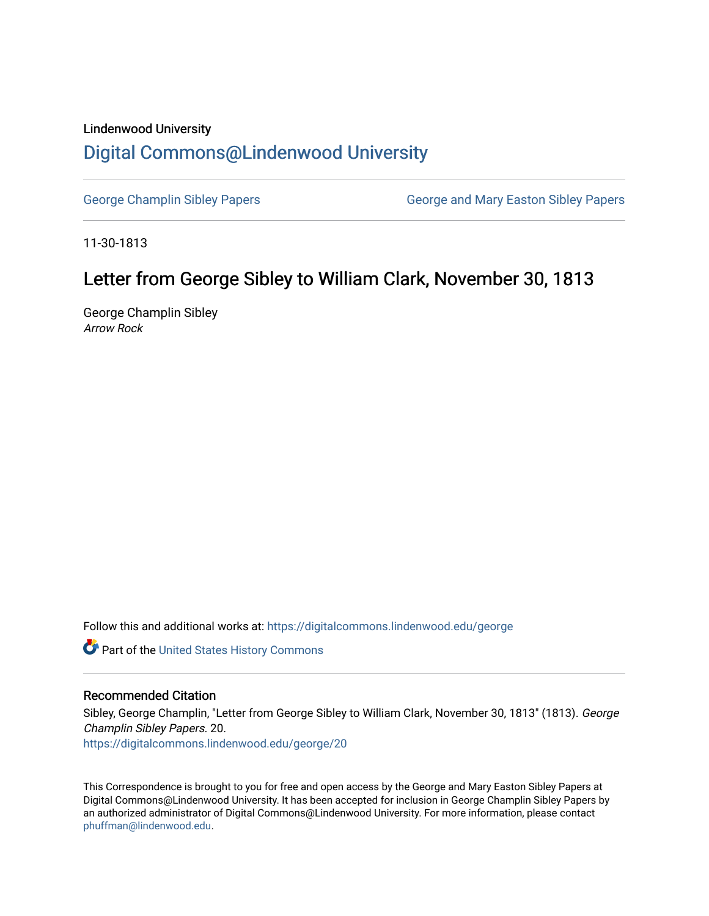Lindenwood University

# Digital Commons@Lindenwood University

George Champlin Sibley Papers

George and Mary Easton Sibley Papers

11-30-1813

## Letter from George Sibley to William Clark, November 30, 1813

George Champlin Sibley
*Arrow Rock*

Follow this and additional works at: https://digitalcommons.lindenwood.edu/george

Part of the United States History Commons

### Recommended Citation

Sibley, George Champlin, "Letter from George Sibley to William Clark, November 30, 1813" (1813). *George Champlin Sibley Papers*. 20.
https://digitalcommons.lindenwood.edu/george/20

This Correspondence is brought to you for free and open access by the George and Mary Easton Sibley Papers at Digital Commons@Lindenwood University. It has been accepted for inclusion in George Champlin Sibley Papers by an authorized administrator of Digital Commons@Lindenwood University. For more information, please contact phuffman@lindenwood.edu.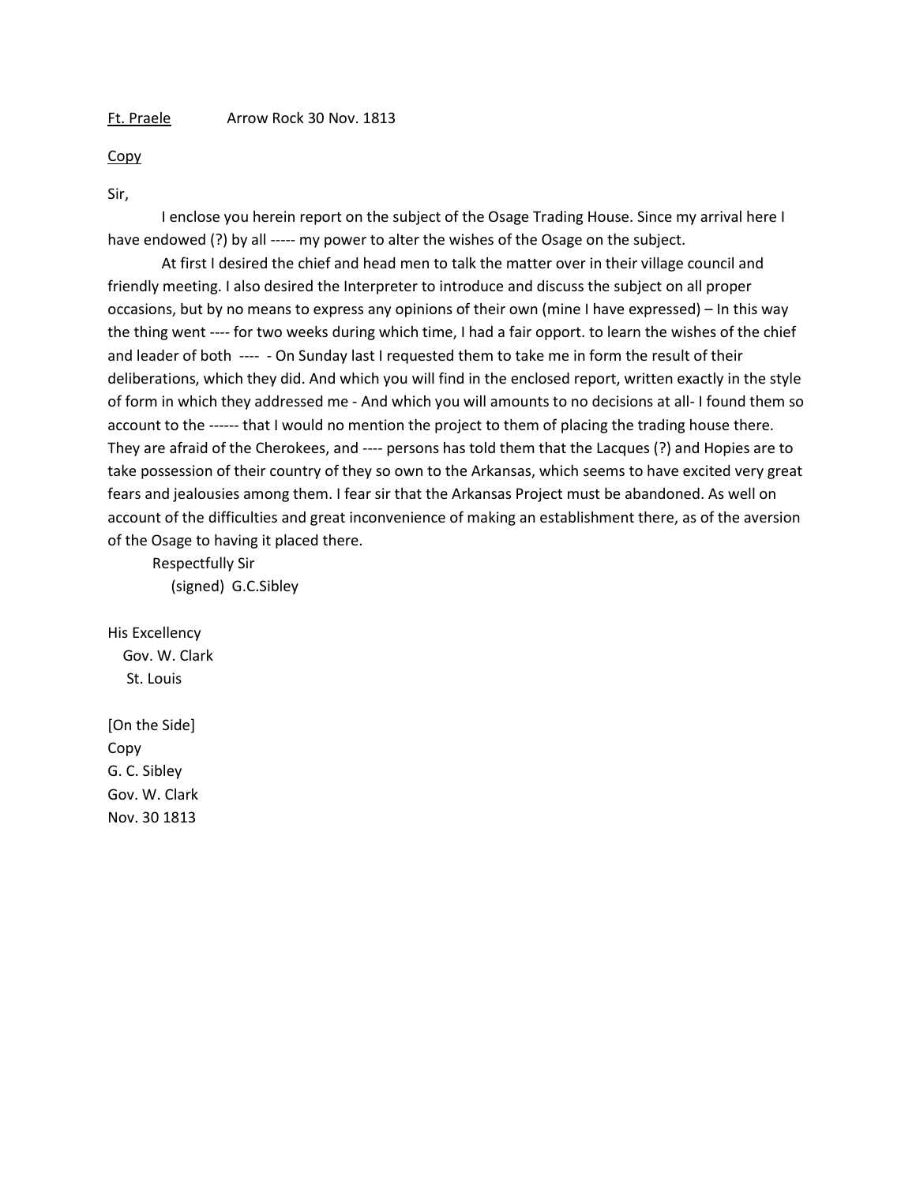Ft. Praele      Arrow Rock 30 Nov. 1813

Copy

Sir,

I enclose you herein report on the subject of the Osage Trading House. Since my arrival here I have endowed (?) by all ----- my power to alter the wishes of the Osage on the subject.

At first I desired the chief and head men to talk the matter over in their village council and friendly meeting. I also desired the Interpreter to introduce and discuss the subject on all proper occasions, but by no means to express any opinions of their own (mine I have expressed) – In this way the thing went ---- for two weeks during which time, I had a fair opport. to learn the wishes of the chief and leader of both ---- - On Sunday last I requested them to take me in form the result of their deliberations, which they did. And which you will find in the enclosed report, written exactly in the style of form in which they addressed me - And which you will amounts to no decisions at all- I found them so account to the ------ that I would no mention the project to them of placing the trading house there. They are afraid of the Cherokees, and ---- persons has told them that the Lacques (?) and Hopies are to take possession of their country of they so own to the Arkansas, which seems to have excited very great fears and jealousies among them. I fear sir that the Arkansas Project must be abandoned. As well on account of the difficulties and great inconvenience of making an establishment there, as of the aversion of the Osage to having it placed there.

Respectfully Sir
(signed) G.C.Sibley

His Excellency
Gov. W. Clark
St. Louis

[On the Side]
Copy
G. C. Sibley
Gov. W. Clark
Nov. 30 1813